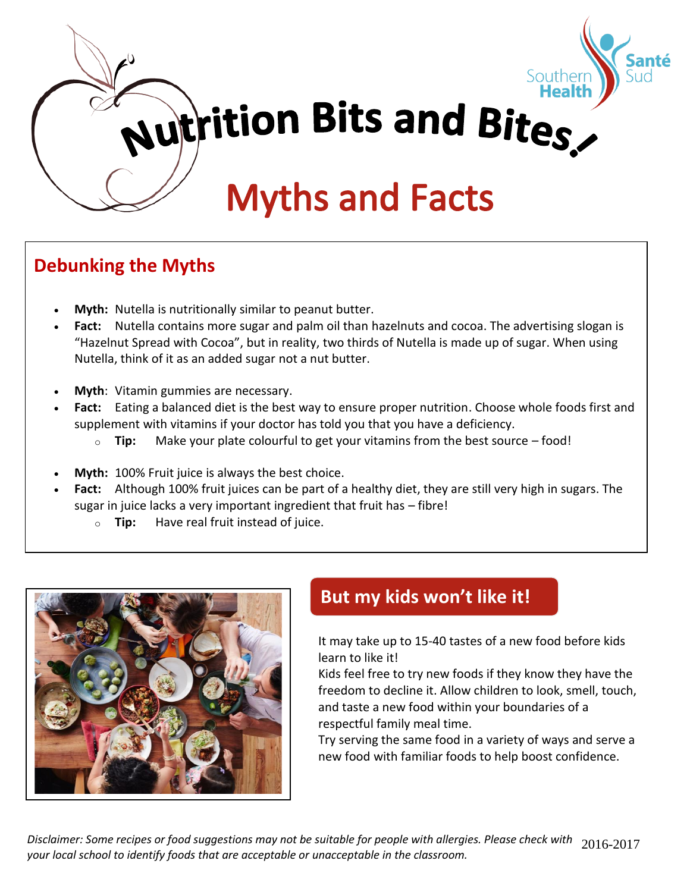# Nutrition Bits and Bites

## Myths and Facts

### Debunking the Myths

- **Myth:** Nutella is nutritionally similar to peanut butter.
- **Fact:** Nutella contains more sugar and palm oil than hazelnuts and cocoa. The advertising slogan is "Hazelnut Spread with Cocoa", but in reality, two thirds of Nutella is made up of sugar. When using Nutella, think of it as an added sugar not a nut butter.

- **Myth**: Vitamin gummies are necessary.
- **Fact:** Eating a balanced diet is the best way to ensure proper nutrition. Choose whole foods first and supplement with vitamins if your doctor has told you that you have a deficiency.
    - **Tip:** Make your plate colourful to get your vitamins from the best source – food!

- **Myth:** 100% Fruit juice is always the best choice.
- **Fact:** Although 100% fruit juices can be part of a healthy diet, they are still very high in sugars. The sugar in juice lacks a very important ingredient that fruit has – fibre!
    - **Tip:** Have real fruit instead of juice.

### But my kids won't like it!

It may take up to 15-40 tastes of a new food before kids learn to like it!

Kids feel free to try new foods if they know they have the freedom to decline it. Allow children to look, smell, touch, and taste a new food within your boundaries of a respectful family meal time.

Try serving the same food in a variety of ways and serve a new food with familiar foods to help boost confidence.

*Disclaimer: Some recipes or food suggestions may not be suitable for people with allergies. Please check with your local school to identify foods that are acceptable or unacceptable in the classroom.*

2016-2017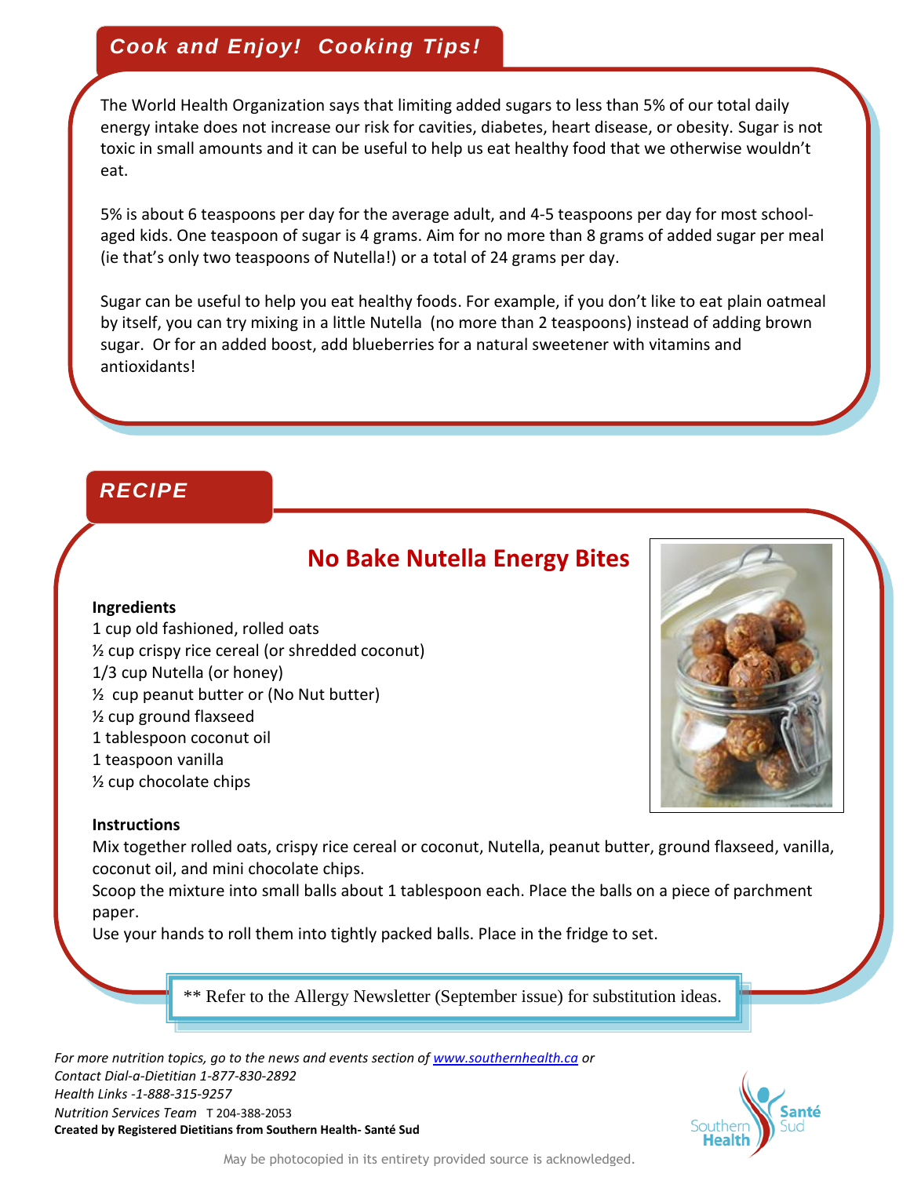## *Cook and Enjoy! Cooking Tips!*

The World Health Organization says that limiting added sugars to less than 5% of our total daily energy intake does not increase our risk for cavities, diabetes, heart disease, or obesity. Sugar is not toxic in small amounts and it can be useful to help us eat healthy food that we otherwise wouldn't eat.

5% is about 6 teaspoons per day for the average adult, and 4-5 teaspoons per day for most school-aged kids. One teaspoon of sugar is 4 grams. Aim for no more than 8 grams of added sugar per meal (ie that's only two teaspoons of Nutella!) or a total of 24 grams per day.

Sugar can be useful to help you eat healthy foods. For example, if you don't like to eat plain oatmeal by itself, you can try mixing in a little Nutella (no more than 2 teaspoons) instead of adding brown sugar. Or for an added boost, add blueberries for a natural sweetener with vitamins and antioxidants!

## *RECIPE*

### No Bake Nutella Energy Bites

**Ingredients**

1 cup old fashioned, rolled oats
½ cup crispy rice cereal (or shredded coconut)
1/3 cup Nutella (or honey)
½ cup peanut butter or (No Nut butter)
½ cup ground flaxseed
1 tablespoon coconut oil
1 teaspoon vanilla
½ cup chocolate chips

**Instructions**

Mix together rolled oats, crispy rice cereal or coconut, Nutella, peanut butter, ground flaxseed, vanilla, coconut oil, and mini chocolate chips.
Scoop the mixture into small balls about 1 tablespoon each. Place the balls on a piece of parchment paper.
Use your hands to roll them into tightly packed balls. Place in the fridge to set.

** Refer to the Allergy Newsletter (September issue) for substitution ideas.

*For more nutrition topics, go to the news and events section of [www.southernhealth.ca](http://www.southernhealth.ca) or*
*Contact Dial-a-Dietitian 1-877-830-2892*
*Health Links -1-888-315-9257*
*Nutrition Services Team* T 204-388-2053
**Created by Registered Dietitians from Southern Health- Santé Sud**

Southern Health Santé Sud

May be photocopied in its entirety provided source is acknowledged.